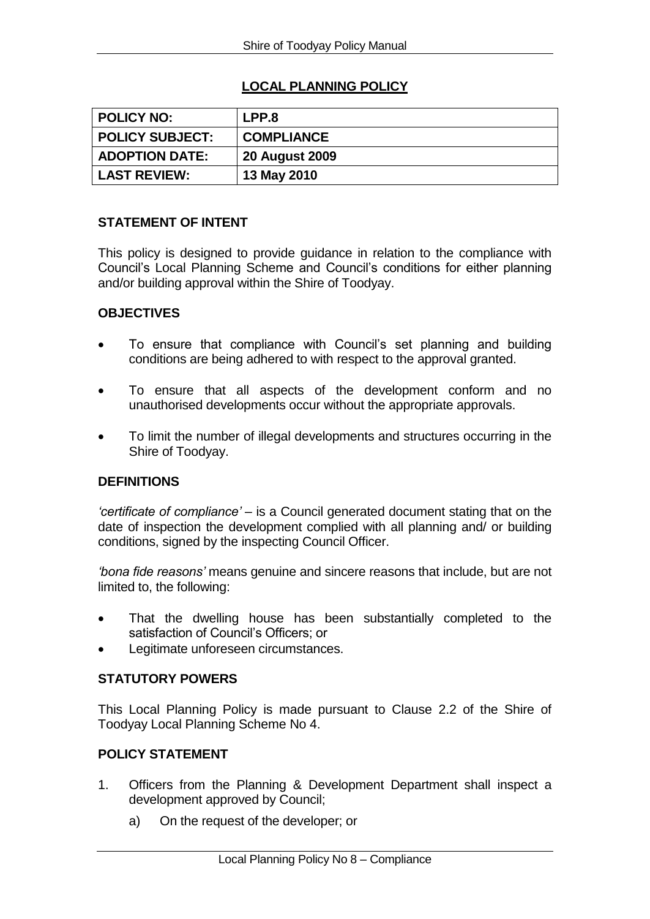## LOCAL PLANNING POLICY

| POLICY NO: | LPP.8 |
|---|---|
| POLICY SUBJECT: | COMPLIANCE |
| ADOPTION DATE: | 20 August 2009 |
| LAST REVIEW: | 13 May 2010 |

### STATEMENT OF INTENT

This policy is designed to provide guidance in relation to the compliance with Council's Local Planning Scheme and Council's conditions for either planning and/or building approval within the Shire of Toodyay.

### OBJECTIVES

- To ensure that compliance with Council's set planning and building conditions are being adhered to with respect to the approval granted.
- To ensure that all aspects of the development conform and no unauthorised developments occur without the appropriate approvals.
- To limit the number of illegal developments and structures occurring in the Shire of Toodyay.

### DEFINITIONS

*'certificate of compliance'* – is a Council generated document stating that on the date of inspection the development complied with all planning and/ or building conditions, signed by the inspecting Council Officer.

*'bona fide reasons'* means genuine and sincere reasons that include, but are not limited to, the following:

- That the dwelling house has been substantially completed to the satisfaction of Council's Officers; or
- Legitimate unforeseen circumstances.

### STATUTORY POWERS

This Local Planning Policy is made pursuant to Clause 2.2 of the Shire of Toodyay Local Planning Scheme No 4.

### POLICY STATEMENT

1. Officers from the Planning & Development Department shall inspect a development approved by Council;
   a) On the request of the developer; or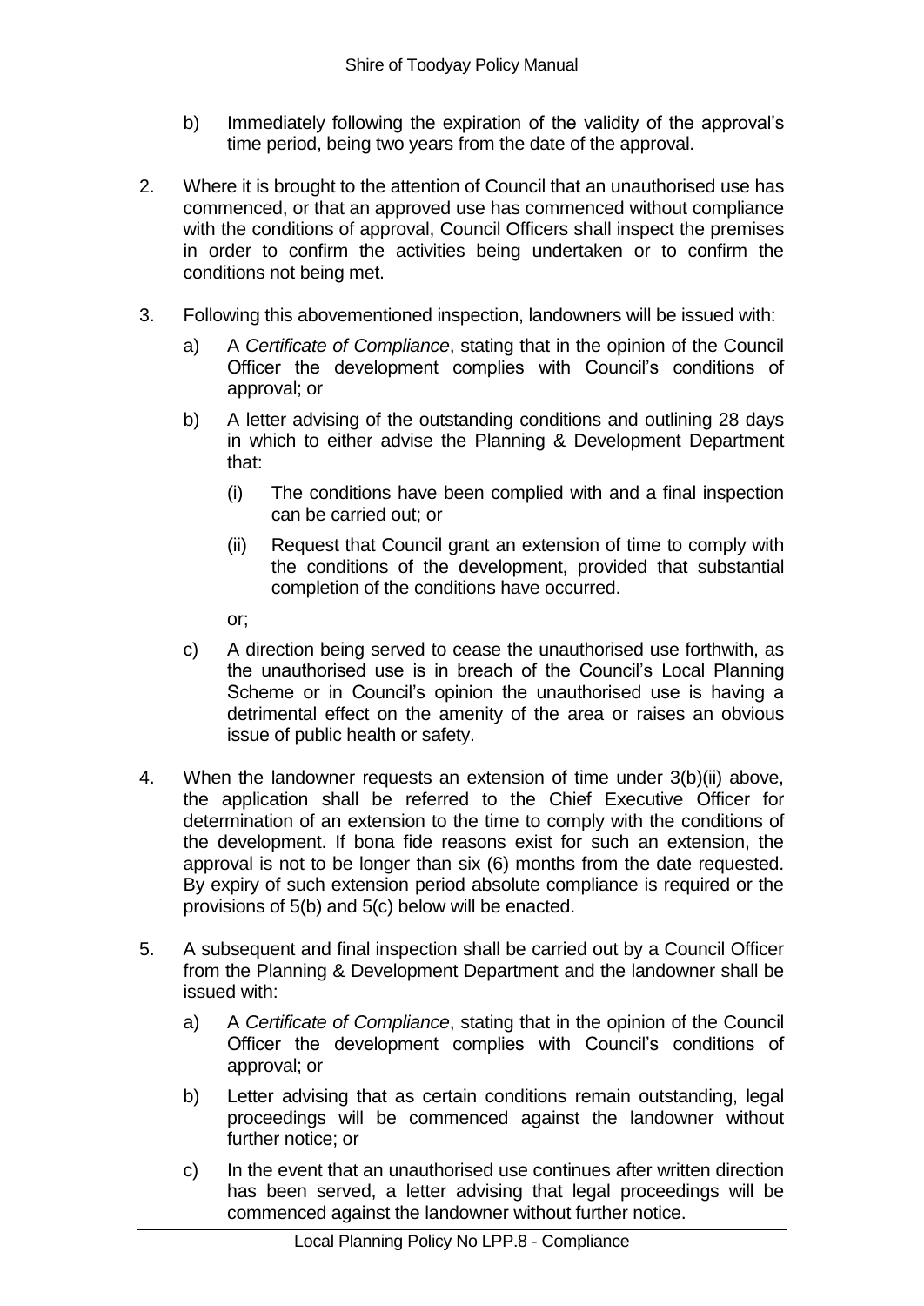b) Immediately following the expiration of the validity of the approval's time period, being two years from the date of the approval.

2. Where it is brought to the attention of Council that an unauthorised use has commenced, or that an approved use has commenced without compliance with the conditions of approval, Council Officers shall inspect the premises in order to confirm the activities being undertaken or to confirm the conditions not being met.

3. Following this abovementioned inspection, landowners will be issued with:

   a) A *Certificate of Compliance*, stating that in the opinion of the Council Officer the development complies with Council's conditions of approval; or

   b) A letter advising of the outstanding conditions and outlining 28 days in which to either advise the Planning & Development Department that:

      (i) The conditions have been complied with and a final inspection can be carried out; or

      (ii) Request that Council grant an extension of time to comply with the conditions of the development, provided that substantial completion of the conditions have occurred.

      or;

   c) A direction being served to cease the unauthorised use forthwith, as the unauthorised use is in breach of the Council's Local Planning Scheme or in Council's opinion the unauthorised use is having a detrimental effect on the amenity of the area or raises an obvious issue of public health or safety.

4. When the landowner requests an extension of time under 3(b)(ii) above, the application shall be referred to the Chief Executive Officer for determination of an extension to the time to comply with the conditions of the development. If bona fide reasons exist for such an extension, the approval is not to be longer than six (6) months from the date requested. By expiry of such extension period absolute compliance is required or the provisions of 5(b) and 5(c) below will be enacted.

5. A subsequent and final inspection shall be carried out by a Council Officer from the Planning & Development Department and the landowner shall be issued with:

   a) A *Certificate of Compliance*, stating that in the opinion of the Council Officer the development complies with Council's conditions of approval; or

   b) Letter advising that as certain conditions remain outstanding, legal proceedings will be commenced against the landowner without further notice; or

   c) In the event that an unauthorised use continues after written direction has been served, a letter advising that legal proceedings will be commenced against the landowner without further notice.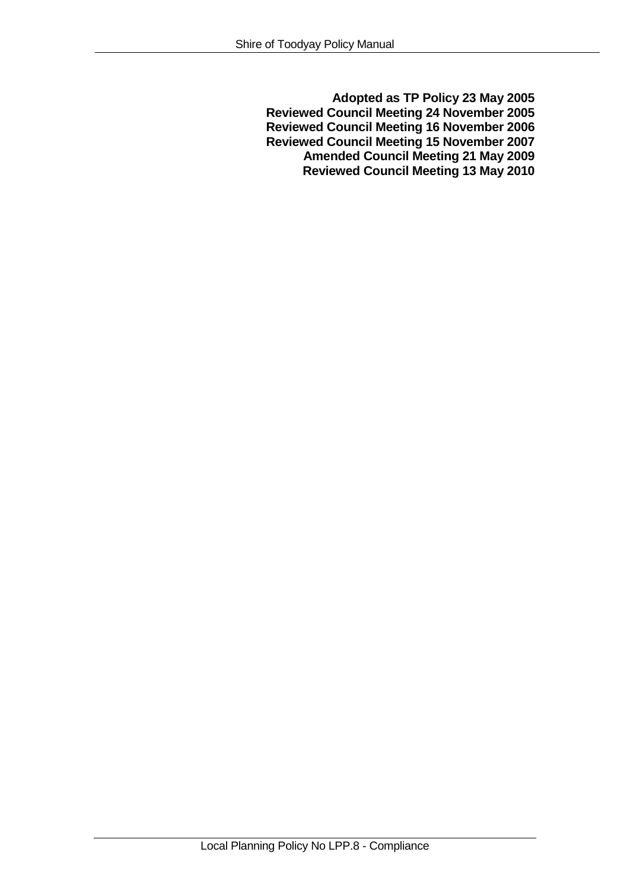**Adopted as TP Policy 23 May 2005**
**Reviewed Council Meeting 24 November 2005**
**Reviewed Council Meeting 16 November 2006**
**Reviewed Council Meeting 15 November 2007**
**Amended Council Meeting 21 May 2009**
**Reviewed Council Meeting 13 May 2010**